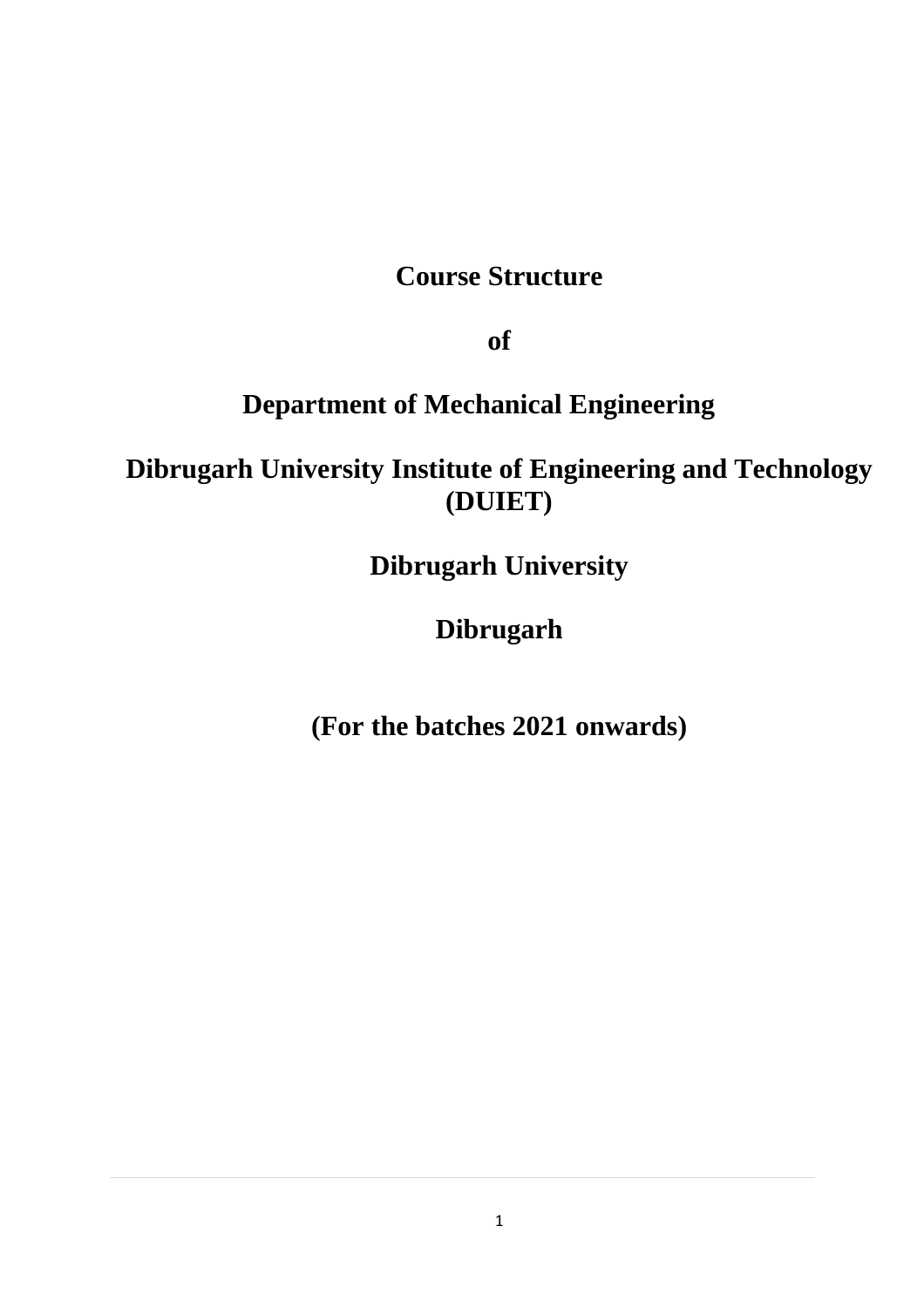# Course Structure

# of

# Department of Mechanical Engineering

# Dibrugarh University Institute of Engineering and Technology (DUIET)

# Dibrugarh University

# Dibrugarh

**(For the batches 2021 onwards)**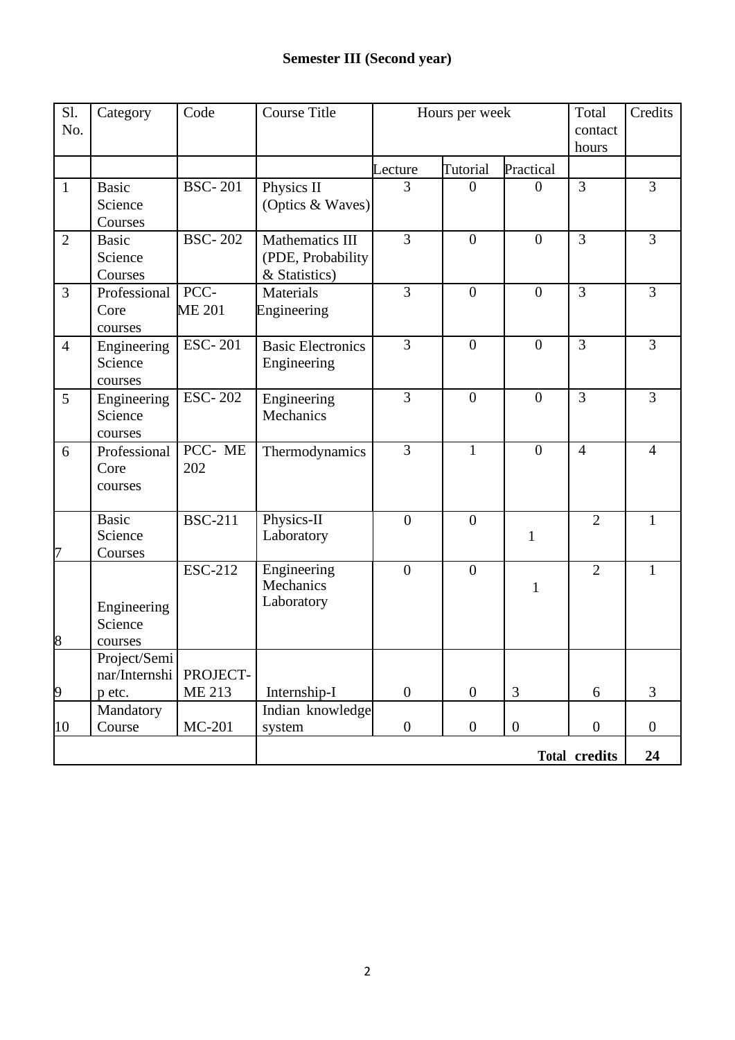**Semester III (Second year)**

| Sl. No. | Category | Code | Course Title | Hours per week | | | Total contact hours | Credits |
|---|---|---|---|---|---|---|---|---|
| | | | | Lecture | Tutorial | Practical | | |
| 1 | Basic Science Courses | BSC- 201 | Physics II (Optics & Waves) | 3 | 0 | 0 | 3 | 3 |
| 2 | Basic Science Courses | BSC- 202 | Mathematics III (PDE, Probability & Statistics) | 3 | 0 | 0 | 3 | 3 |
| 3 | Professional Core courses | PCC-ME 201 | Materials Engineering | 3 | 0 | 0 | 3 | 3 |
| 4 | Engineering Science courses | ESC- 201 | Basic Electronics Engineering | 3 | 0 | 0 | 3 | 3 |
| 5 | Engineering Science courses | ESC- 202 | Engineering Mechanics | 3 | 0 | 0 | 3 | 3 |
| 6 | Professional Core courses | PCC- ME 202 | Thermodynamics | 3 | 1 | 0 | 4 | 4 |
| 7 | Basic Science Courses | BSC-211 | Physics-II Laboratory | 0 | 0 | 1 | 2 | 1 |
| 8 | Engineering Science courses | ESC-212 | Engineering Mechanics Laboratory | 0 | 0 | 1 | 2 | 1 |
| 9 | Project/Seminar/Internship etc. | PROJECT-ME 213 | Internship-I | 0 | 0 | 3 | 6 | 3 |
| 10 | Mandatory Course | MC-201 | Indian knowledge system | 0 | 0 | 0 | 0 | 0 |
| | | | | | | | **Total credits** | **24** |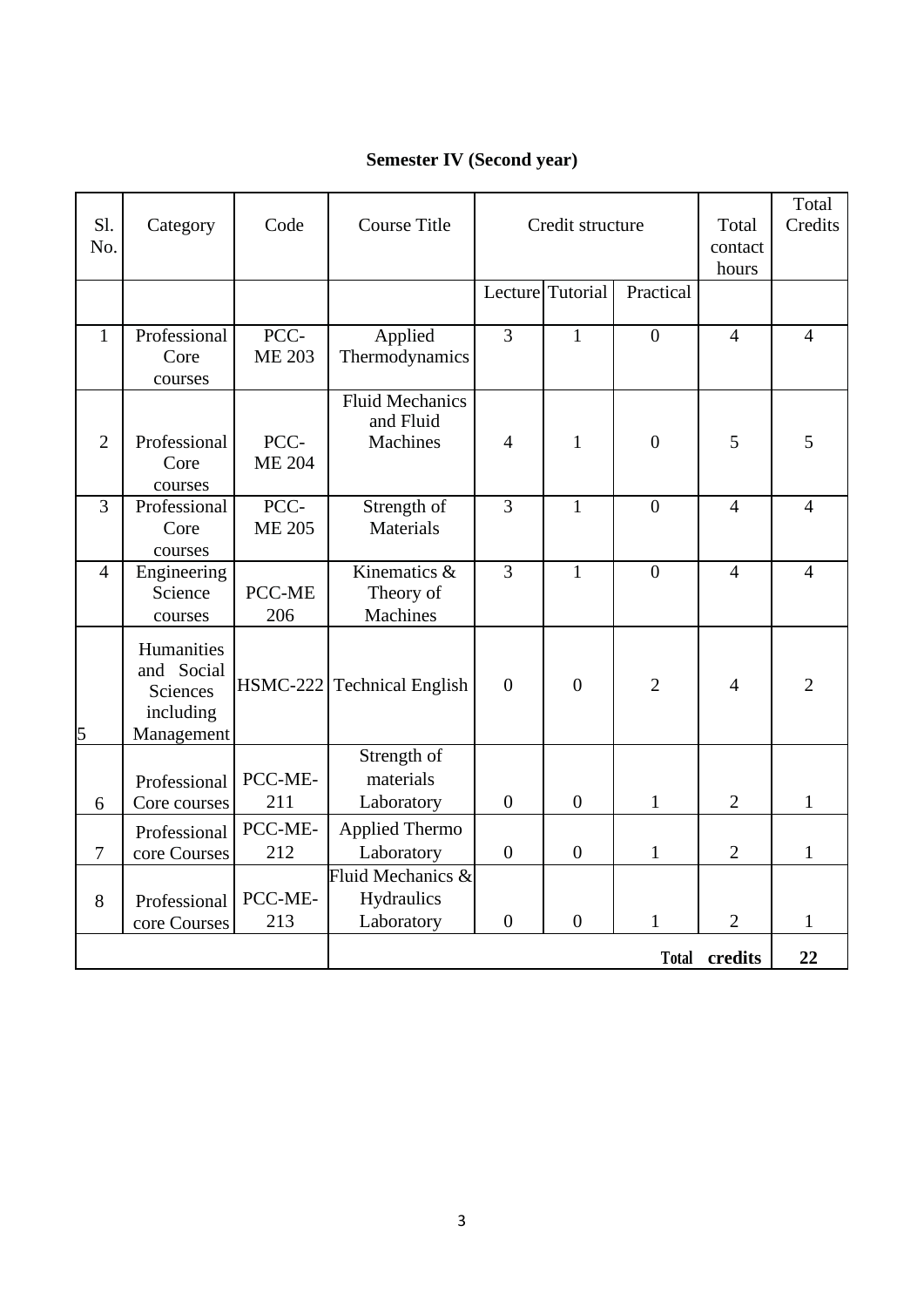**Semester IV (Second year)**

| Sl. No. | Category | Code | Course Title | Credit structure | | | Total contact hours | Total Credits |
|---|---|---|---|---|---|---|---|---|
| | | | | Lecture | Tutorial | Practical | | |
| 1 | Professional Core courses | PCC-ME 203 | Applied Thermodynamics | 3 | 1 | 0 | 4 | 4 |
| 2 | Professional Core courses | PCC-ME 204 | Fluid Mechanics and Fluid Machines | 4 | 1 | 0 | 5 | 5 |
| 3 | Professional Core courses | PCC-ME 205 | Strength of Materials | 3 | 1 | 0 | 4 | 4 |
| 4 | Engineering Science courses | PCC-ME 206 | Kinematics & Theory of Machines | 3 | 1 | 0 | 4 | 4 |
| 5 | Humanities and Social Sciences including Management | HSMC-222 | Technical English | 0 | 0 | 2 | 4 | 2 |
| 6 | Professional Core courses | PCC-ME-211 | Strength of materials Laboratory | 0 | 0 | 1 | 2 | 1 |
| 7 | Professional core Courses | PCC-ME-212 | Applied Thermo Laboratory | 0 | 0 | 1 | 2 | 1 |
| 8 | Professional core Courses | PCC-ME-213 | Fluid Mechanics & Hydraulics Laboratory | 0 | 0 | 1 | 2 | 1 |
| | | | | | | | **Total credits** | **22** |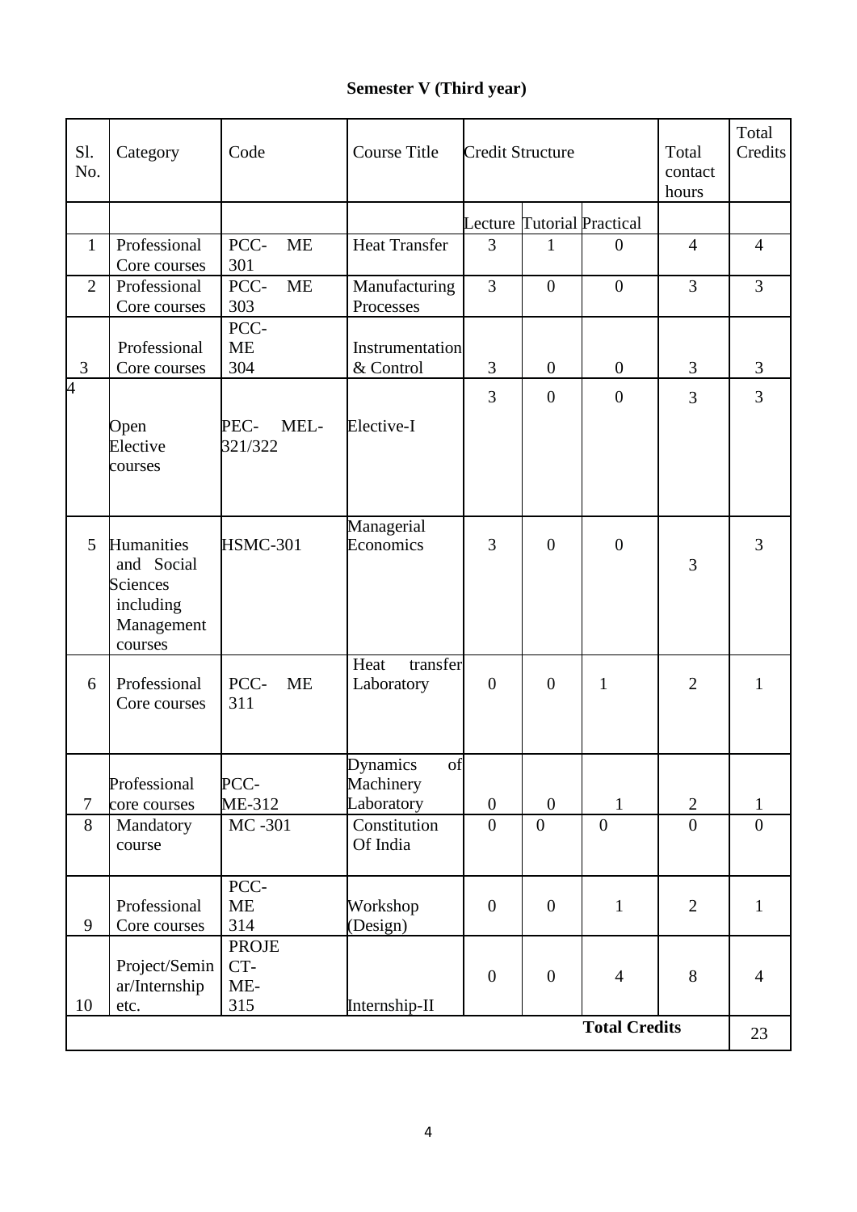# Semester V (Third year)

| Sl. No. | Category | Code | Course Title | Credit Structure | | | Total contact hours | Total Credits |
|---|---|---|---|---|---|---|---|---|
| | | | | Lecture | Tutorial | Practical | | |
| 1 | Professional Core courses | PCC- ME 301 | Heat Transfer | 3 | 1 | 0 | 4 | 4 |
| 2 | Professional Core courses | PCC- ME 303 | Manufacturing Processes | 3 | 0 | 0 | 3 | 3 |
| 3 | Professional Core courses | PCC- ME 304 | Instrumentation & Control | 3 | 0 | 0 | 3 | 3 |
| 4 | Open Elective courses | PEC- MEL- 321/322 | Elective-I | 3 | 0 | 0 | 3 | 3 |
| 5 | Humanities and Social Sciences including Management courses | HSMC-301 | Managerial Economics | 3 | 0 | 0 | 3 | 3 |
| 6 | Professional Core courses | PCC- ME 311 | Heat transfer Laboratory | 0 | 0 | 1 | 2 | 1 |
| 7 | Professional core courses | PCC- ME-312 | Dynamics of Machinery Laboratory | 0 | 0 | 1 | 2 | 1 |
| 8 | Mandatory course | MC -301 | Constitution Of India | 0 | 0 | 0 | 0 | 0 |
| 9 | Professional Core courses | PCC- ME 314 | Workshop (Design) | 0 | 0 | 1 | 2 | 1 |
| 10 | Project/Seminar/Internship etc. | PROJECT- ME- 315 | Internship-II | 0 | 0 | 4 | 8 | 4 |
| | | | | | | | **Total Credits** | 23 |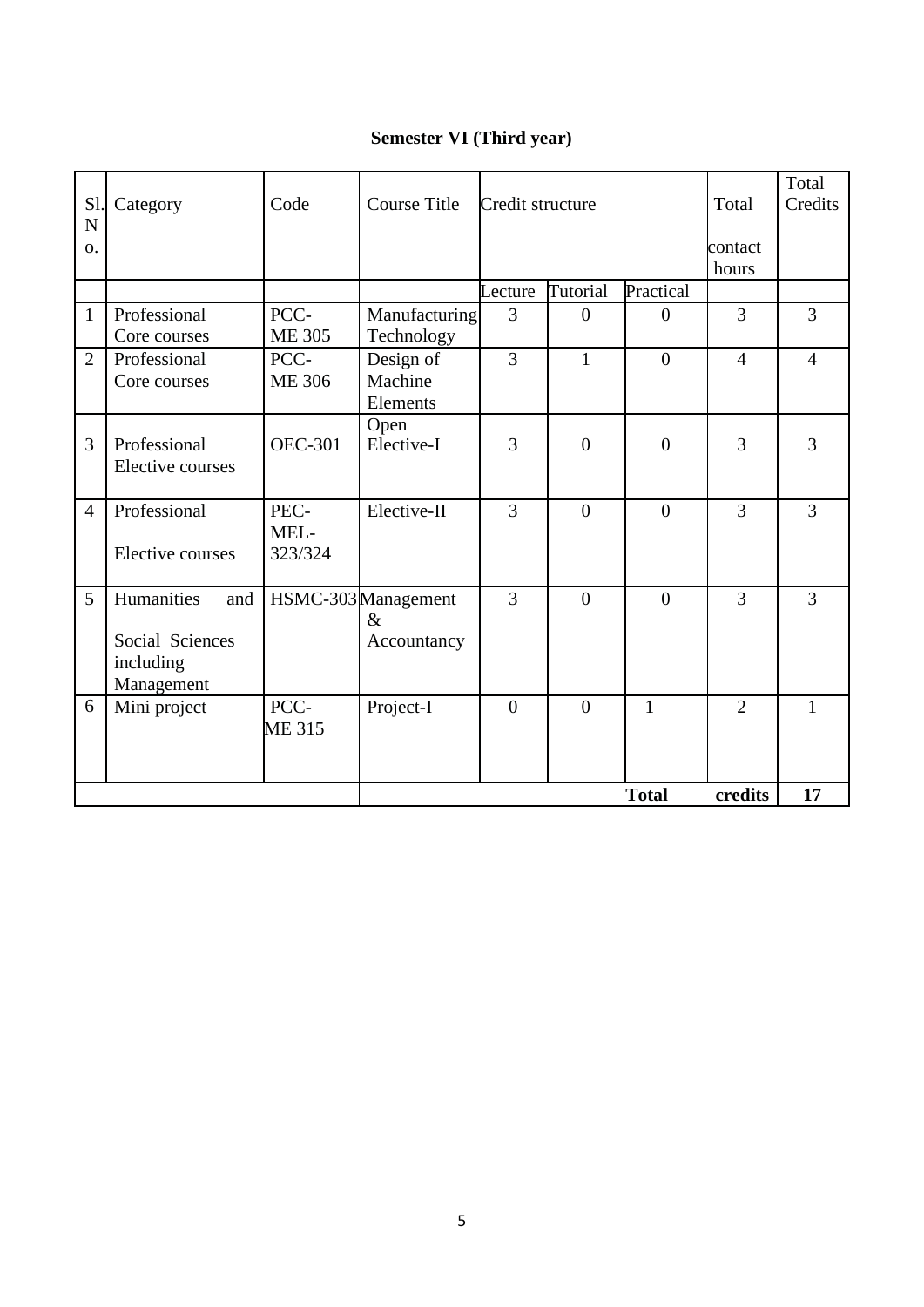**Semester VI (Third year)**

| Sl. No. | Category | Code | Course Title | Credit structure | | | Total contact hours | Total Credits |
|---|---|---|---|---|---|---|---|---|
| | | | | Lecture | Tutorial | Practical | | |
| 1 | Professional Core courses | PCC-ME 305 | Manufacturing Technology | 3 | 0 | 0 | 3 | 3 |
| 2 | Professional Core courses | PCC-ME 306 | Design of Machine Elements | 3 | 1 | 0 | 4 | 4 |
| 3 | Professional Elective courses | OEC-301 | Open Elective-I | 3 | 0 | 0 | 3 | 3 |
| 4 | Professional Elective courses | PEC-MEL-323/324 | Elective-II | 3 | 0 | 0 | 3 | 3 |
| 5 | Humanities and Social Sciences including Management | HSMC-303 | Management & Accountancy | 3 | 0 | 0 | 3 | 3 |
| 6 | Mini project | PCC-ME 315 | Project-I | 0 | 0 | 1 | 2 | 1 |
| | | | | | | **Total** | **credits** | **17** |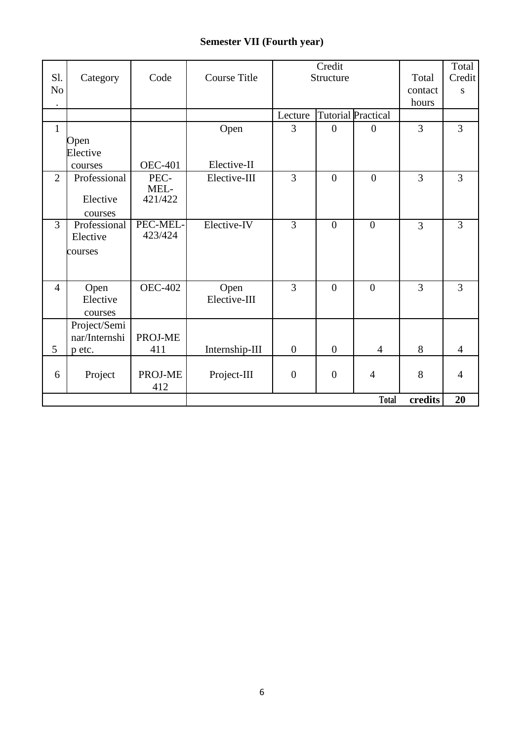**Semester VII (Fourth year)**

| Sl. No. | Category | Code | Course Title | Credit Structure | | | Total contact hours | Total Credits |
|---|---|---|---|---|---|---|---|---|
| | | | | Lecture | Tutorial | Practical | | |
| 1 | Open Elective courses | OEC-401 | Open Elective-II | 3 | 0 | 0 | 3 | 3 |
| 2 | Professional Elective courses | PEC-MEL-421/422 | Elective-III | 3 | 0 | 0 | 3 | 3 |
| 3 | Professional Elective courses | PEC-MEL-423/424 | Elective-IV | 3 | 0 | 0 | 3 | 3 |
| 4 | Open Elective courses | OEC-402 | Open Elective-III | 3 | 0 | 0 | 3 | 3 |
| 5 | Project/Seminar/Internship etc. | PROJ-ME 411 | Internship-III | 0 | 0 | 4 | 8 | 4 |
| 6 | Project | PROJ-ME 412 | Project-III | 0 | 0 | 4 | 8 | 4 |
| | | | | | | Total | credits | 20 |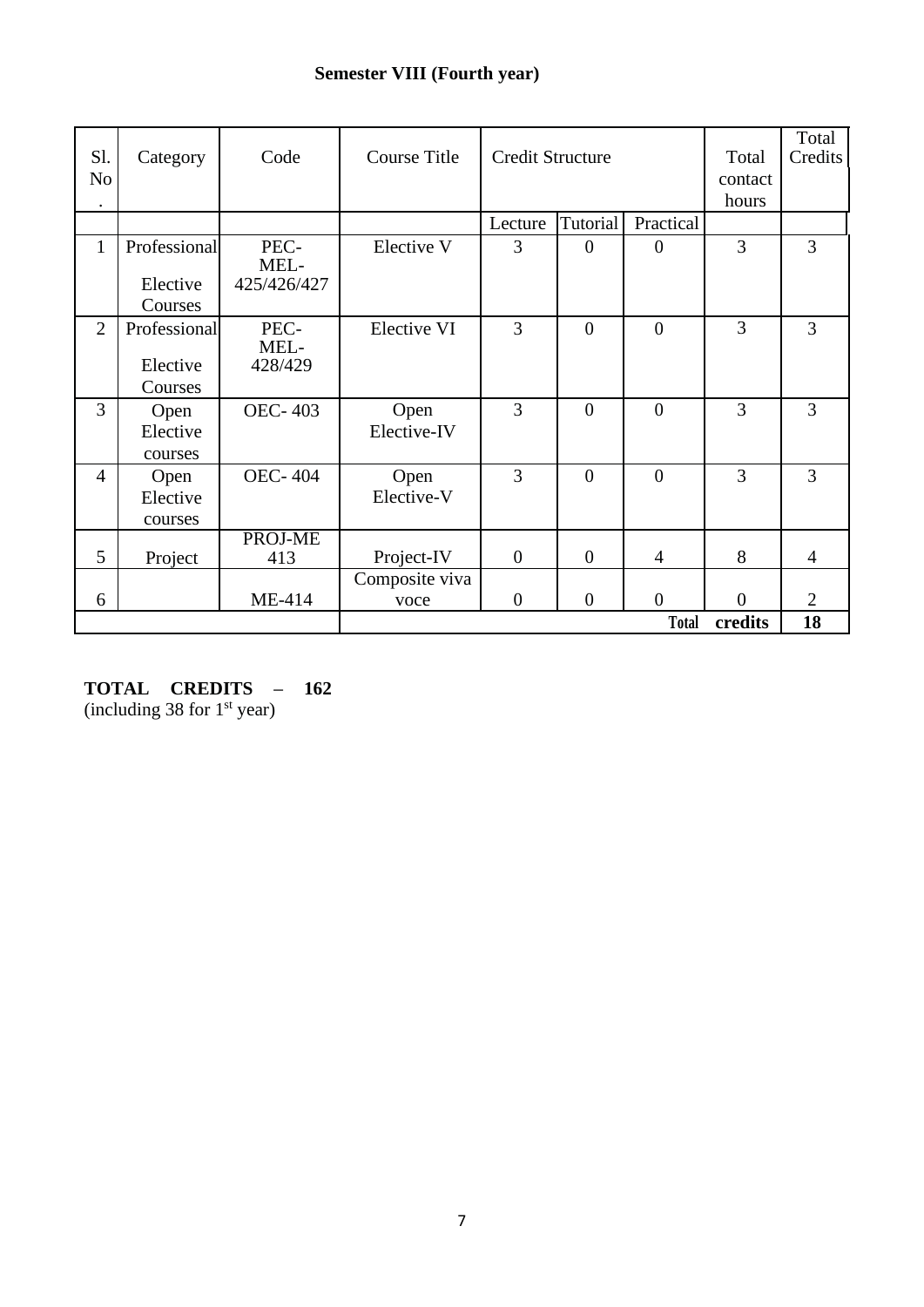**Semester VIII (Fourth year)**

| Sl. No. | Category | Code | Course Title | Credit Structure | | | Total contact hours | Total Credits |
|---|---|---|---|---|---|---|---|---|
| | | | | Lecture | Tutorial | Practical | | |
| 1 | Professional Elective Courses | PEC-MEL-425/426/427 | Elective V | 3 | 0 | 0 | 3 | 3 |
| 2 | Professional Elective Courses | PEC-MEL-428/429 | Elective VI | 3 | 0 | 0 | 3 | 3 |
| 3 | Open Elective courses | OEC- 403 | Open Elective-IV | 3 | 0 | 0 | 3 | 3 |
| 4 | Open Elective courses | OEC- 404 | Open Elective-V | 3 | 0 | 0 | 3 | 3 |
| 5 | Project | PROJ-ME 413 | Project-IV | 0 | 0 | 4 | 8 | 4 |
| 6 | | ME-414 | Composite viva voce | 0 | 0 | 0 | 0 | 2 |
| | | | | | | | **Total credits** | **18** |

**TOTAL CREDITS – 162**
(including 38 for 1st year)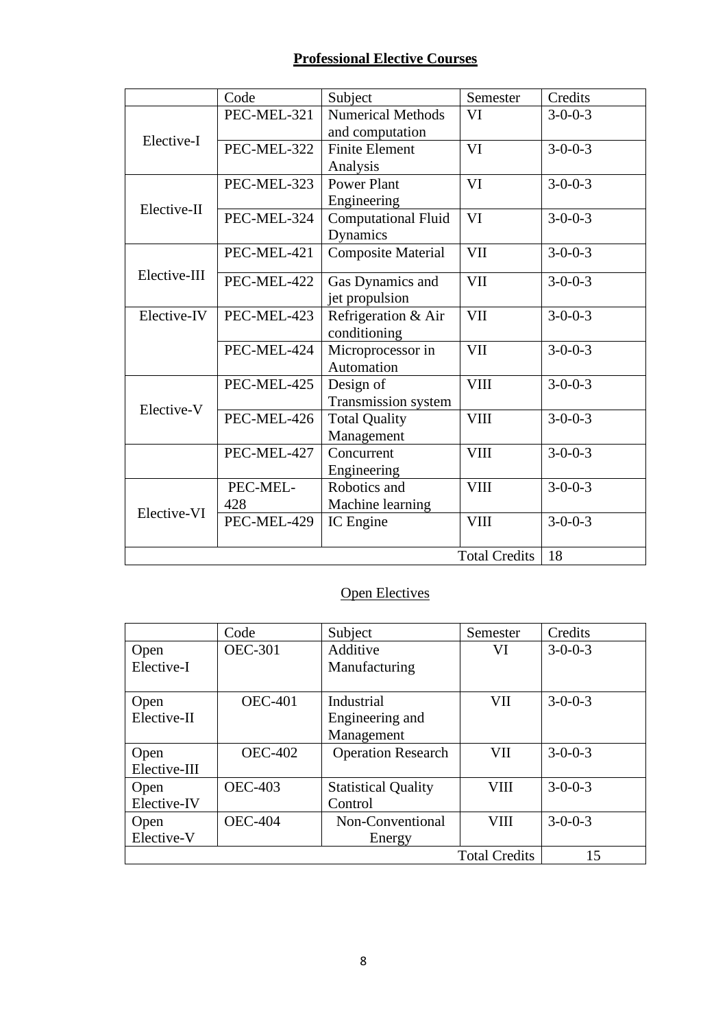## Professional Elective Courses

| | Code | Subject | Semester | Credits |
|---|---|---|---|---|
| Elective-I | PEC-MEL-321 | Numerical Methods and computation | VI | 3-0-0-3 |
| | PEC-MEL-322 | Finite Element Analysis | VI | 3-0-0-3 |
| Elective-II | PEC-MEL-323 | Power Plant Engineering | VI | 3-0-0-3 |
| | PEC-MEL-324 | Computational Fluid Dynamics | VI | 3-0-0-3 |
| Elective-III | PEC-MEL-421 | Composite Material | VII | 3-0-0-3 |
| | PEC-MEL-422 | Gas Dynamics and jet propulsion | VII | 3-0-0-3 |
| Elective-IV | PEC-MEL-423 | Refrigeration & Air conditioning | VII | 3-0-0-3 |
| | PEC-MEL-424 | Microprocessor in Automation | VII | 3-0-0-3 |
| Elective-V | PEC-MEL-425 | Design of Transmission system | VIII | 3-0-0-3 |
| | PEC-MEL-426 | Total Quality Management | VIII | 3-0-0-3 |
| | PEC-MEL-427 | Concurrent Engineering | VIII | 3-0-0-3 |
| Elective-VI | PEC-MEL-428 | Robotics and Machine learning | VIII | 3-0-0-3 |
| | PEC-MEL-429 | IC Engine | VIII | 3-0-0-3 |
| | | | Total Credits | 18 |

## Open Electives

| | Code | Subject | Semester | Credits |
|---|---|---|---|---|
| Open Elective-I | OEC-301 | Additive Manufacturing | VI | 3-0-0-3 |
| Open Elective-II | OEC-401 | Industrial Engineering and Management | VII | 3-0-0-3 |
| Open Elective-III | OEC-402 | Operation Research | VII | 3-0-0-3 |
| Open Elective-IV | OEC-403 | Statistical Quality Control | VIII | 3-0-0-3 |
| Open Elective-V | OEC-404 | Non-Conventional Energy | VIII | 3-0-0-3 |
| | | | Total Credits | 15 |